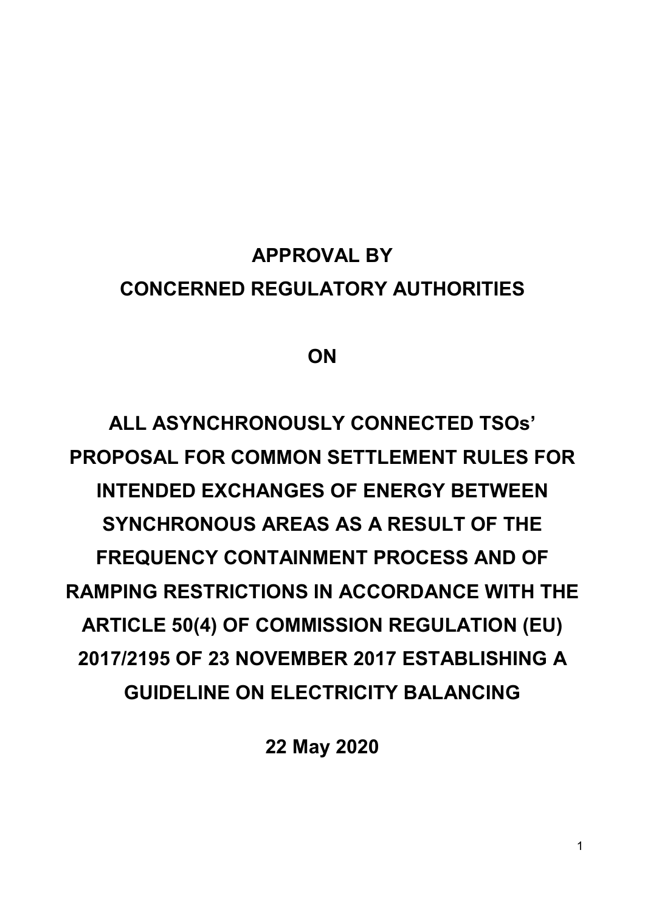# APPROVAL BY CONCERNED REGULATORY AUTHORITIES

# ON

# ALL ASYNCHRONOUSLY CONNECTED TSOs' PROPOSAL FOR COMMON SETTLEMENT RULES FOR INTENDED EXCHANGES OF ENERGY BETWEEN SYNCHRONOUS AREAS AS A RESULT OF THE FREQUENCY CONTAINMENT PROCESS AND OF RAMPING RESTRICTIONS IN ACCORDANCE WITH THE ARTICLE 50(4) OF COMMISSION REGULATION (EU) 2017/2195 OF 23 NOVEMBER 2017 ESTABLISHING A GUIDELINE ON ELECTRICITY BALANCING

**22 May 2020**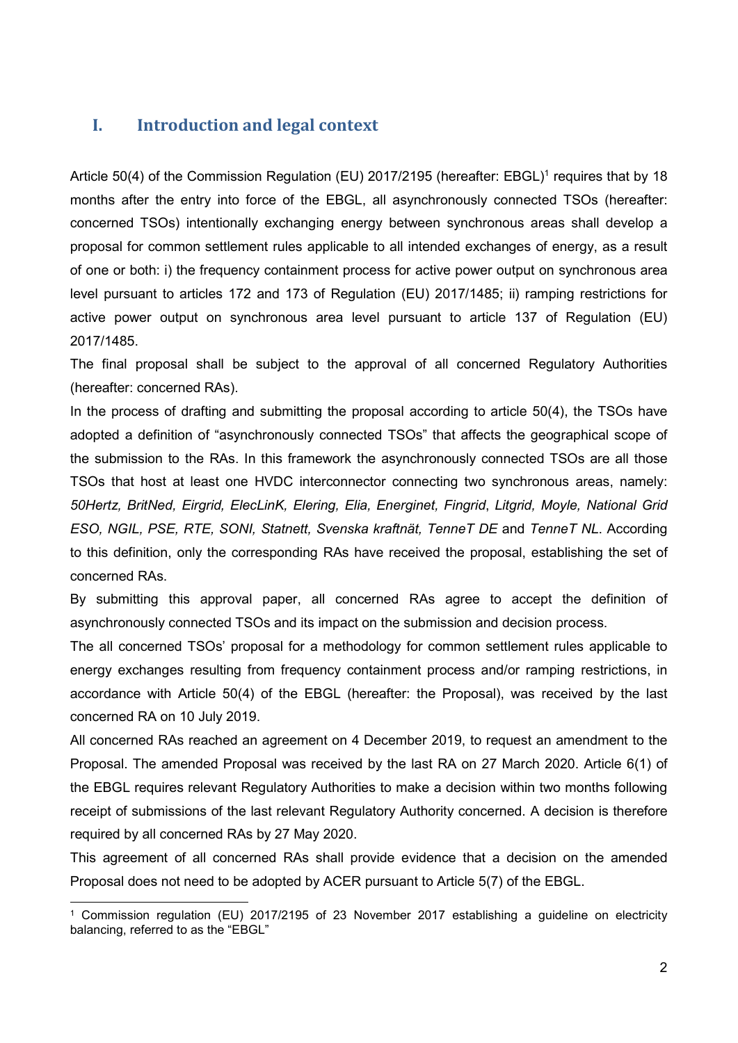# I. Introduction and legal context

Article 50(4) of the Commission Regulation (EU) 2017/2195 (hereafter: EBGL)[1] requires that by 18 months after the entry into force of the EBGL, all asynchronously connected TSOs (hereafter: concerned TSOs) intentionally exchanging energy between synchronous areas shall develop a proposal for common settlement rules applicable to all intended exchanges of energy, as a result of one or both: i) the frequency containment process for active power output on synchronous area level pursuant to articles 172 and 173 of Regulation (EU) 2017/1485; ii) ramping restrictions for active power output on synchronous area level pursuant to article 137 of Regulation (EU) 2017/1485.

The final proposal shall be subject to the approval of all concerned Regulatory Authorities (hereafter: concerned RAs).

In the process of drafting and submitting the proposal according to article 50(4), the TSOs have adopted a definition of "asynchronously connected TSOs" that affects the geographical scope of the submission to the RAs. In this framework the asynchronously connected TSOs are all those TSOs that host at least one HVDC interconnector connecting two synchronous areas, namely: *50Hertz, BritNed, Eirgrid, ElecLinK, Elering, Elia, Energinet, Fingrid*, *Litgrid, Moyle, National Grid ESO, NGIL, PSE, RTE, SONI, Statnett, Svenska kraftnät, TenneT DE* and *TenneT NL*. According to this definition, only the corresponding RAs have received the proposal, establishing the set of concerned RAs.

By submitting this approval paper, all concerned RAs agree to accept the definition of asynchronously connected TSOs and its impact on the submission and decision process.

The all concerned TSOs' proposal for a methodology for common settlement rules applicable to energy exchanges resulting from frequency containment process and/or ramping restrictions, in accordance with Article 50(4) of the EBGL (hereafter: the Proposal), was received by the last concerned RA on 10 July 2019.

All concerned RAs reached an agreement on 4 December 2019, to request an amendment to the Proposal. The amended Proposal was received by the last RA on 27 March 2020. Article 6(1) of the EBGL requires relevant Regulatory Authorities to make a decision within two months following receipt of submissions of the last relevant Regulatory Authority concerned. A decision is therefore required by all concerned RAs by 27 May 2020.

This agreement of all concerned RAs shall provide evidence that a decision on the amended Proposal does not need to be adopted by ACER pursuant to Article 5(7) of the EBGL.

---

[1] Commission regulation (EU) 2017/2195 of 23 November 2017 establishing a guideline on electricity balancing, referred to as the "EBGL"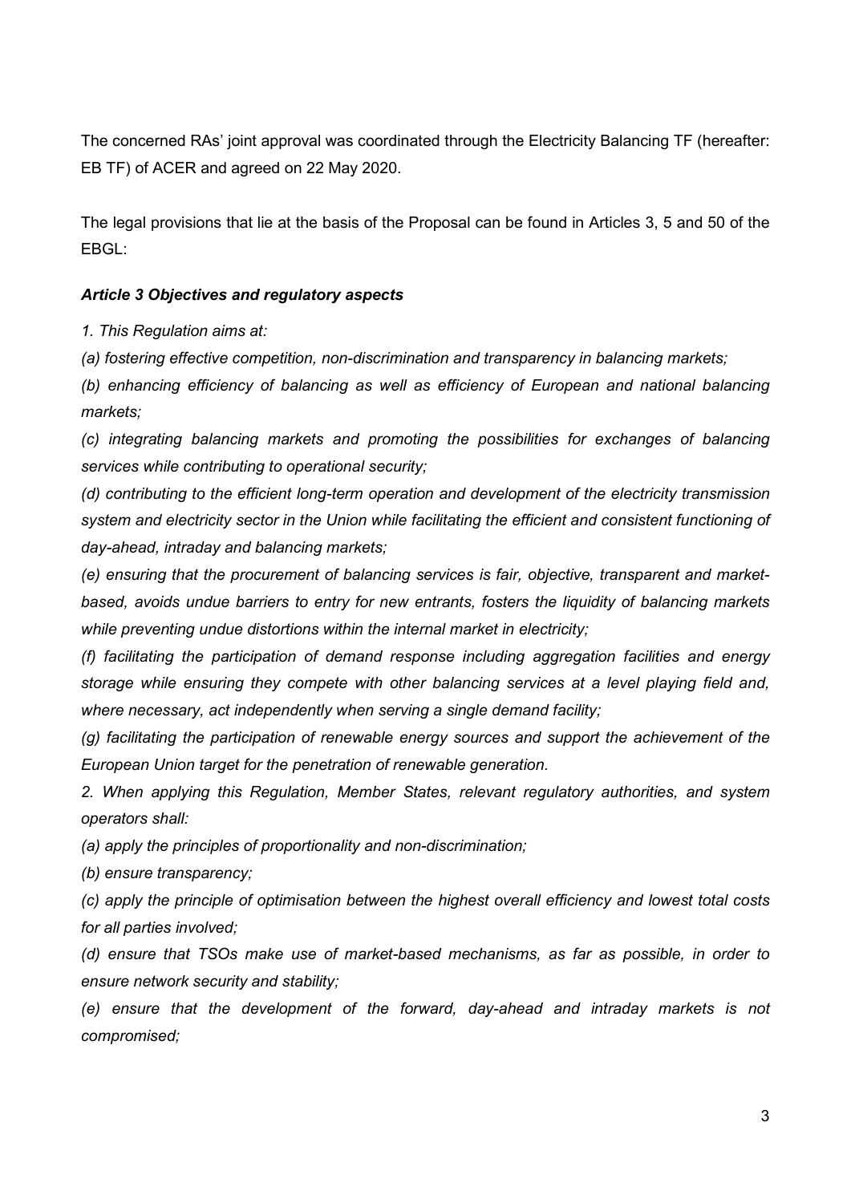The concerned RAs' joint approval was coordinated through the Electricity Balancing TF (hereafter: EB TF) of ACER and agreed on 22 May 2020.

The legal provisions that lie at the basis of the Proposal can be found in Articles 3, 5 and 50 of the EBGL:

***Article 3 Objectives and regulatory aspects***

*1. This Regulation aims at:*

*(a) fostering effective competition, non-discrimination and transparency in balancing markets;*

*(b) enhancing efficiency of balancing as well as efficiency of European and national balancing markets;*

*(c) integrating balancing markets and promoting the possibilities for exchanges of balancing services while contributing to operational security;*

*(d) contributing to the efficient long-term operation and development of the electricity transmission system and electricity sector in the Union while facilitating the efficient and consistent functioning of day-ahead, intraday and balancing markets;*

*(e) ensuring that the procurement of balancing services is fair, objective, transparent and market-based, avoids undue barriers to entry for new entrants, fosters the liquidity of balancing markets while preventing undue distortions within the internal market in electricity;*

*(f) facilitating the participation of demand response including aggregation facilities and energy storage while ensuring they compete with other balancing services at a level playing field and, where necessary, act independently when serving a single demand facility;*

*(g) facilitating the participation of renewable energy sources and support the achievement of the European Union target for the penetration of renewable generation.*

*2. When applying this Regulation, Member States, relevant regulatory authorities, and system operators shall:*

*(a) apply the principles of proportionality and non-discrimination;*

*(b) ensure transparency;*

*(c) apply the principle of optimisation between the highest overall efficiency and lowest total costs for all parties involved;*

*(d) ensure that TSOs make use of market-based mechanisms, as far as possible, in order to ensure network security and stability;*

*(e) ensure that the development of the forward, day-ahead and intraday markets is not compromised;*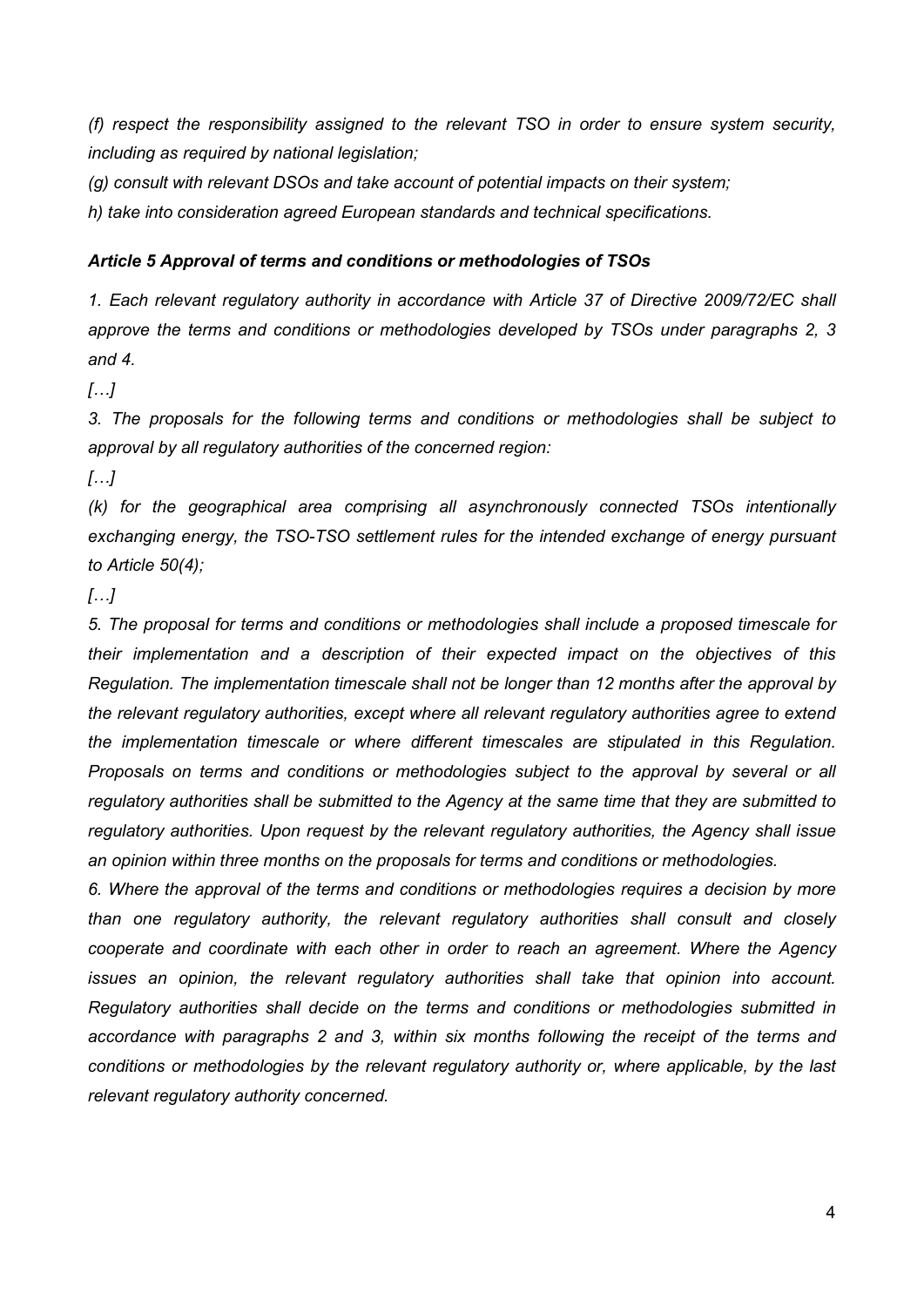*(f) respect the responsibility assigned to the relevant TSO in order to ensure system security, including as required by national legislation;*

*(g) consult with relevant DSOs and take account of potential impacts on their system;*

*h) take into consideration agreed European standards and technical specifications.*

***Article 5 Approval of terms and conditions or methodologies of TSOs***

*1. Each relevant regulatory authority in accordance with Article 37 of Directive 2009/72/EC shall approve the terms and conditions or methodologies developed by TSOs under paragraphs 2, 3 and 4.*

*[…]*

*3. The proposals for the following terms and conditions or methodologies shall be subject to approval by all regulatory authorities of the concerned region:*

*[…]*

*(k) for the geographical area comprising all asynchronously connected TSOs intentionally exchanging energy, the TSO-TSO settlement rules for the intended exchange of energy pursuant to Article 50(4);*

*[…]*

*5. The proposal for terms and conditions or methodologies shall include a proposed timescale for their implementation and a description of their expected impact on the objectives of this Regulation. The implementation timescale shall not be longer than 12 months after the approval by the relevant regulatory authorities, except where all relevant regulatory authorities agree to extend the implementation timescale or where different timescales are stipulated in this Regulation. Proposals on terms and conditions or methodologies subject to the approval by several or all regulatory authorities shall be submitted to the Agency at the same time that they are submitted to regulatory authorities. Upon request by the relevant regulatory authorities, the Agency shall issue an opinion within three months on the proposals for terms and conditions or methodologies.*

*6. Where the approval of the terms and conditions or methodologies requires a decision by more than one regulatory authority, the relevant regulatory authorities shall consult and closely cooperate and coordinate with each other in order to reach an agreement. Where the Agency issues an opinion, the relevant regulatory authorities shall take that opinion into account. Regulatory authorities shall decide on the terms and conditions or methodologies submitted in accordance with paragraphs 2 and 3, within six months following the receipt of the terms and conditions or methodologies by the relevant regulatory authority or, where applicable, by the last relevant regulatory authority concerned.*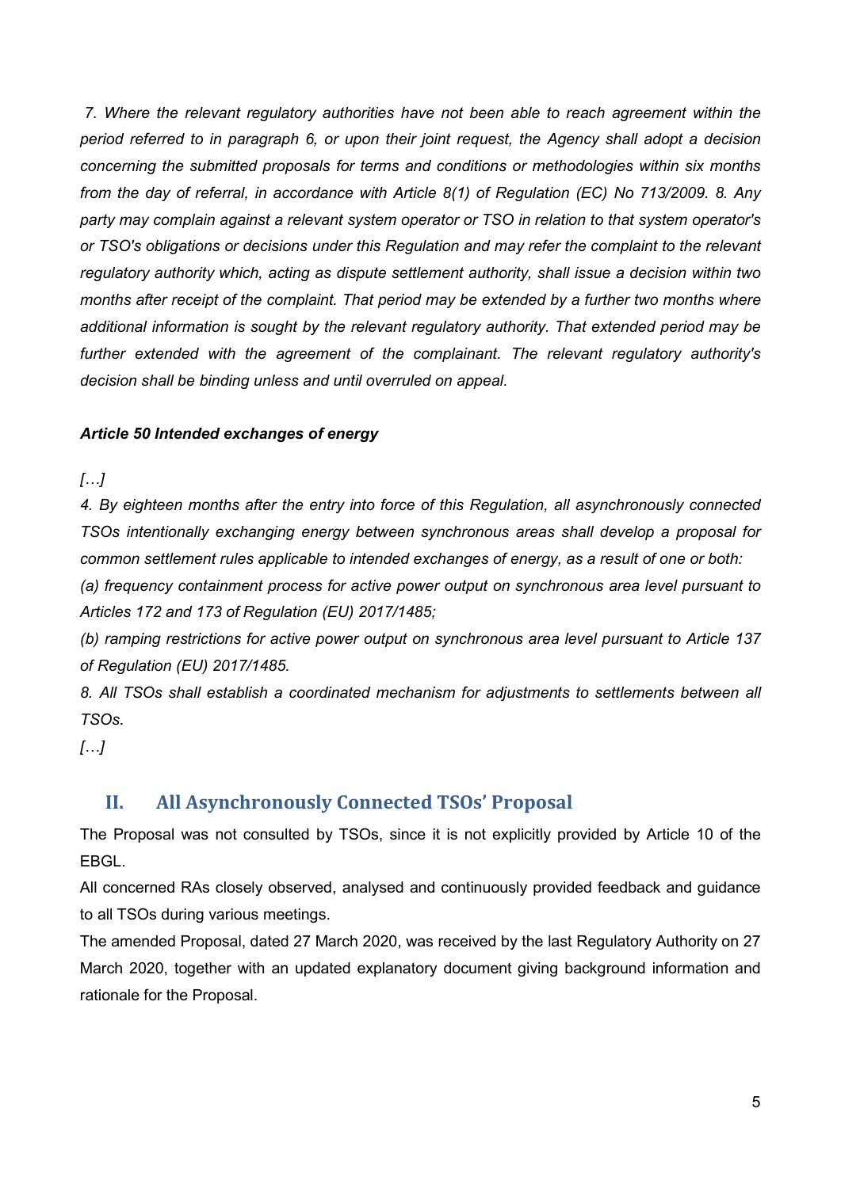*7. Where the relevant regulatory authorities have not been able to reach agreement within the period referred to in paragraph 6, or upon their joint request, the Agency shall adopt a decision concerning the submitted proposals for terms and conditions or methodologies within six months from the day of referral, in accordance with Article 8(1) of Regulation (EC) No 713/2009. 8. Any party may complain against a relevant system operator or TSO in relation to that system operator's or TSO's obligations or decisions under this Regulation and may refer the complaint to the relevant regulatory authority which, acting as dispute settlement authority, shall issue a decision within two months after receipt of the complaint. That period may be extended by a further two months where additional information is sought by the relevant regulatory authority. That extended period may be further extended with the agreement of the complainant. The relevant regulatory authority's decision shall be binding unless and until overruled on appeal.*

***Article 50 Intended exchanges of energy***

*[…]*

*4. By eighteen months after the entry into force of this Regulation, all asynchronously connected TSOs intentionally exchanging energy between synchronous areas shall develop a proposal for common settlement rules applicable to intended exchanges of energy, as a result of one or both:*

*(a) frequency containment process for active power output on synchronous area level pursuant to Articles 172 and 173 of Regulation (EU) 2017/1485;*

*(b) ramping restrictions for active power output on synchronous area level pursuant to Article 137 of Regulation (EU) 2017/1485.*

*8. All TSOs shall establish a coordinated mechanism for adjustments to settlements between all TSOs.*

*[…]*

## II. All Asynchronously Connected TSOs' Proposal

The Proposal was not consulted by TSOs, since it is not explicitly provided by Article 10 of the EBGL.

All concerned RAs closely observed, analysed and continuously provided feedback and guidance to all TSOs during various meetings.

The amended Proposal, dated 27 March 2020, was received by the last Regulatory Authority on 27 March 2020, together with an updated explanatory document giving background information and rationale for the Proposal.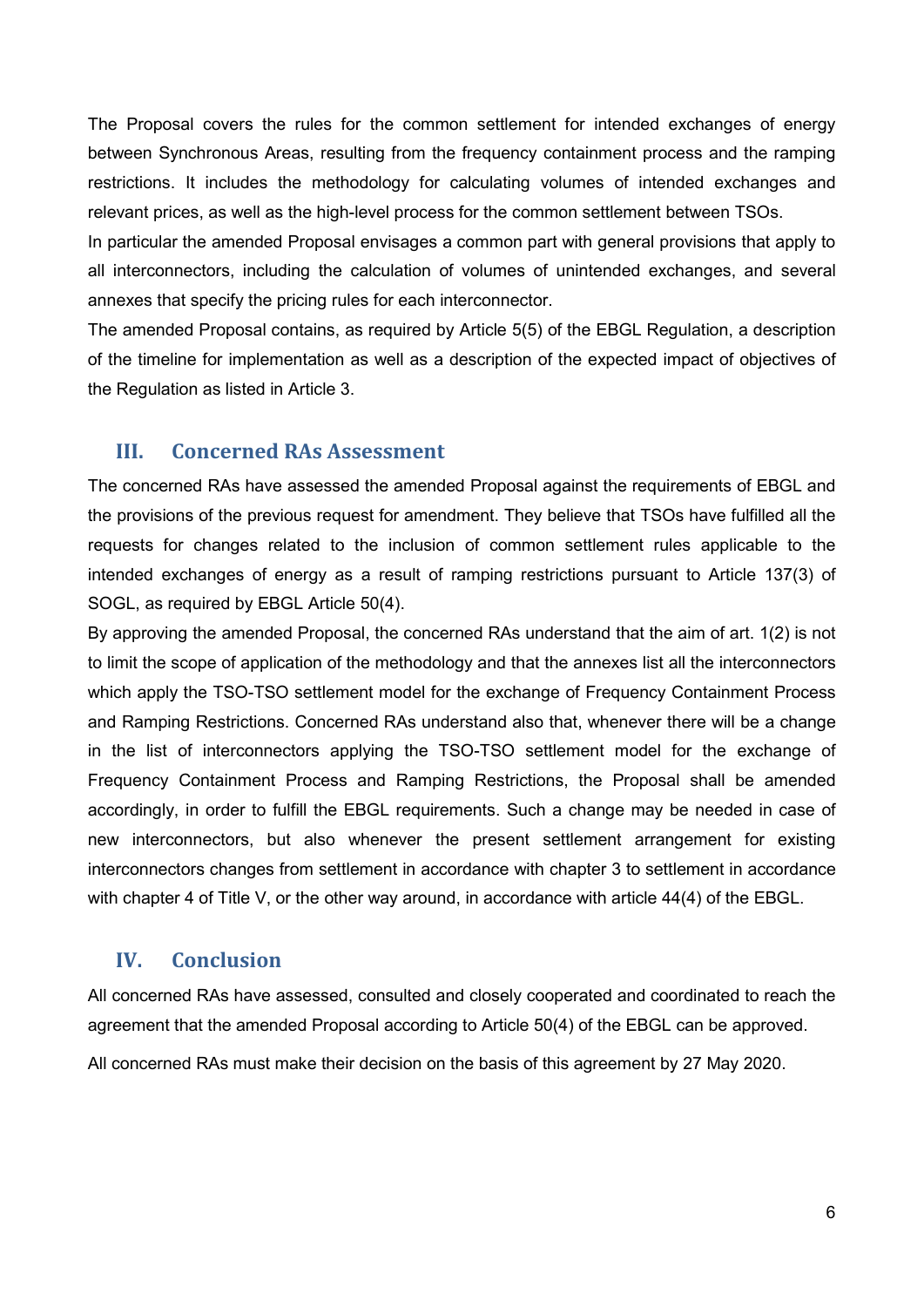The Proposal covers the rules for the common settlement for intended exchanges of energy between Synchronous Areas, resulting from the frequency containment process and the ramping restrictions. It includes the methodology for calculating volumes of intended exchanges and relevant prices, as well as the high-level process for the common settlement between TSOs.

In particular the amended Proposal envisages a common part with general provisions that apply to all interconnectors, including the calculation of volumes of unintended exchanges, and several annexes that specify the pricing rules for each interconnector.

The amended Proposal contains, as required by Article 5(5) of the EBGL Regulation, a description of the timeline for implementation as well as a description of the expected impact of objectives of the Regulation as listed in Article 3.

## III. Concerned RAs Assessment

The concerned RAs have assessed the amended Proposal against the requirements of EBGL and the provisions of the previous request for amendment. They believe that TSOs have fulfilled all the requests for changes related to the inclusion of common settlement rules applicable to the intended exchanges of energy as a result of ramping restrictions pursuant to Article 137(3) of SOGL, as required by EBGL Article 50(4).

By approving the amended Proposal, the concerned RAs understand that the aim of art. 1(2) is not to limit the scope of application of the methodology and that the annexes list all the interconnectors which apply the TSO-TSO settlement model for the exchange of Frequency Containment Process and Ramping Restrictions. Concerned RAs understand also that, whenever there will be a change in the list of interconnectors applying the TSO-TSO settlement model for the exchange of Frequency Containment Process and Ramping Restrictions, the Proposal shall be amended accordingly, in order to fulfill the EBGL requirements. Such a change may be needed in case of new interconnectors, but also whenever the present settlement arrangement for existing interconnectors changes from settlement in accordance with chapter 3 to settlement in accordance with chapter 4 of Title V, or the other way around, in accordance with article 44(4) of the EBGL.

## IV. Conclusion

All concerned RAs have assessed, consulted and closely cooperated and coordinated to reach the agreement that the amended Proposal according to Article 50(4) of the EBGL can be approved.

All concerned RAs must make their decision on the basis of this agreement by 27 May 2020.